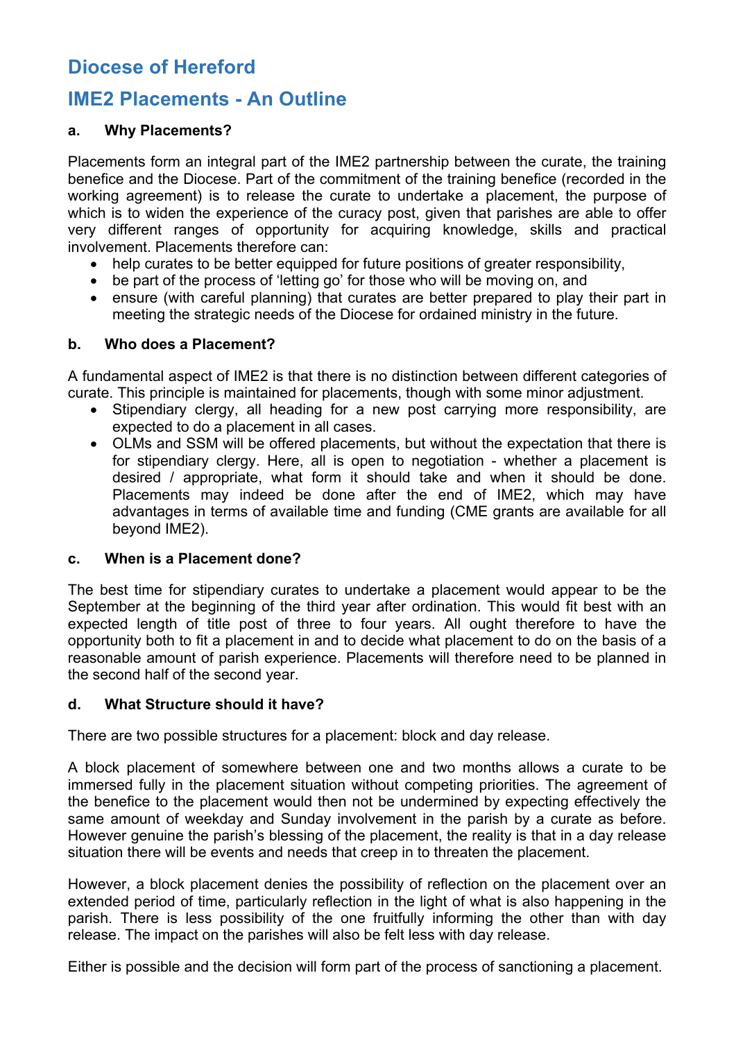# Diocese of Hereford

# IME2 Placements - An Outline

### a. Why Placements?

Placements form an integral part of the IME2 partnership between the curate, the training benefice and the Diocese. Part of the commitment of the training benefice (recorded in the working agreement) is to release the curate to undertake a placement, the purpose of which is to widen the experience of the curacy post, given that parishes are able to offer very different ranges of opportunity for acquiring knowledge, skills and practical involvement. Placements therefore can:

- help curates to be better equipped for future positions of greater responsibility,
- be part of the process of 'letting go' for those who will be moving on, and
- ensure (with careful planning) that curates are better prepared to play their part in meeting the strategic needs of the Diocese for ordained ministry in the future.

### b. Who does a Placement?

A fundamental aspect of IME2 is that there is no distinction between different categories of curate. This principle is maintained for placements, though with some minor adjustment.

- Stipendiary clergy, all heading for a new post carrying more responsibility, are expected to do a placement in all cases.
- OLMs and SSM will be offered placements, but without the expectation that there is for stipendiary clergy. Here, all is open to negotiation - whether a placement is desired / appropriate, what form it should take and when it should be done. Placements may indeed be done after the end of IME2, which may have advantages in terms of available time and funding (CME grants are available for all beyond IME2).

### c. When is a Placement done?

The best time for stipendiary curates to undertake a placement would appear to be the September at the beginning of the third year after ordination. This would fit best with an expected length of title post of three to four years. All ought therefore to have the opportunity both to fit a placement in and to decide what placement to do on the basis of a reasonable amount of parish experience. Placements will therefore need to be planned in the second half of the second year.

### d. What Structure should it have?

There are two possible structures for a placement: block and day release.

A block placement of somewhere between one and two months allows a curate to be immersed fully in the placement situation without competing priorities. The agreement of the benefice to the placement would then not be undermined by expecting effectively the same amount of weekday and Sunday involvement in the parish by a curate as before. However genuine the parish's blessing of the placement, the reality is that in a day release situation there will be events and needs that creep in to threaten the placement.

However, a block placement denies the possibility of reflection on the placement over an extended period of time, particularly reflection in the light of what is also happening in the parish. There is less possibility of the one fruitfully informing the other than with day release. The impact on the parishes will also be felt less with day release.

Either is possible and the decision will form part of the process of sanctioning a placement.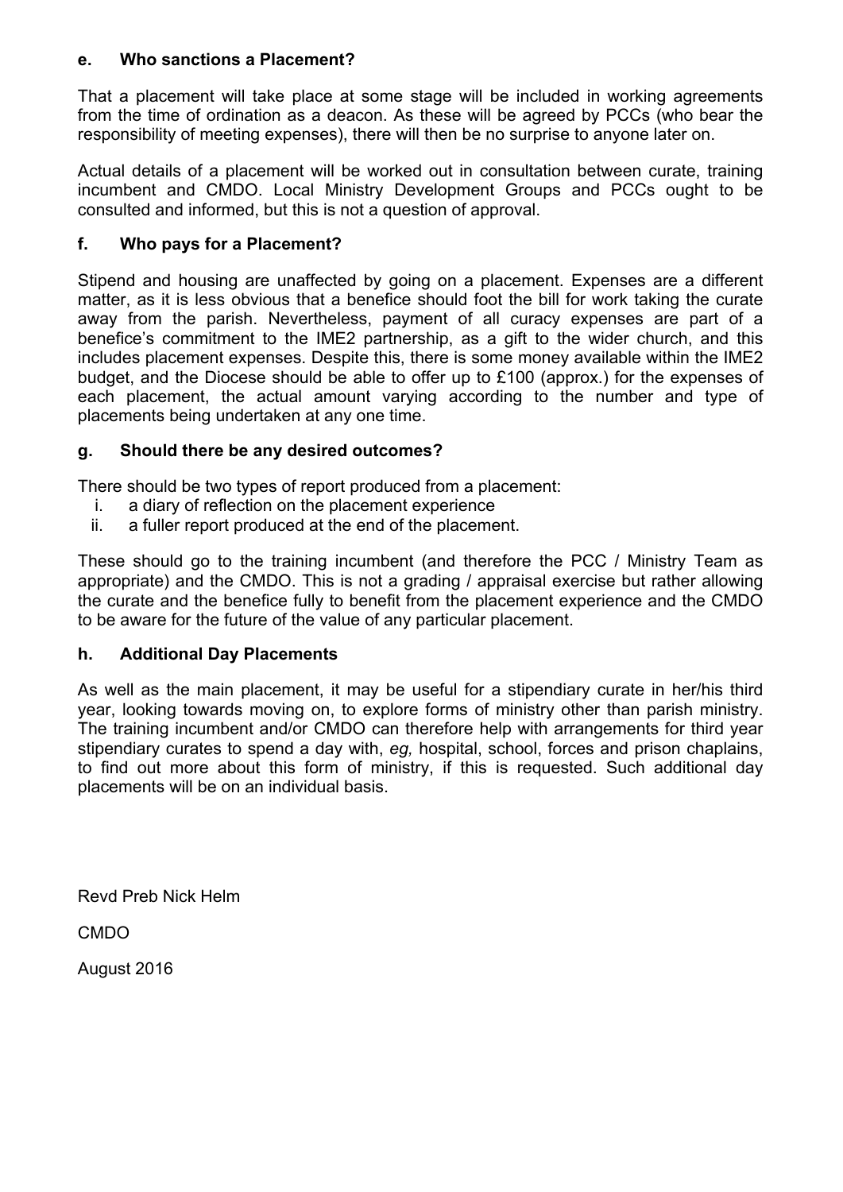### e. Who sanctions a Placement?

That a placement will take place at some stage will be included in working agreements from the time of ordination as a deacon. As these will be agreed by PCCs (who bear the responsibility of meeting expenses), there will then be no surprise to anyone later on.

Actual details of a placement will be worked out in consultation between curate, training incumbent and CMDO. Local Ministry Development Groups and PCCs ought to be consulted and informed, but this is not a question of approval.

### f. Who pays for a Placement?

Stipend and housing are unaffected by going on a placement. Expenses are a different matter, as it is less obvious that a benefice should foot the bill for work taking the curate away from the parish. Nevertheless, payment of all curacy expenses are part of a benefice's commitment to the IME2 partnership, as a gift to the wider church, and this includes placement expenses. Despite this, there is some money available within the IME2 budget, and the Diocese should be able to offer up to £100 (approx.) for the expenses of each placement, the actual amount varying according to the number and type of placements being undertaken at any one time.

### g. Should there be any desired outcomes?

There should be two types of report produced from a placement:

i. a diary of reflection on the placement experience
ii. a fuller report produced at the end of the placement.

These should go to the training incumbent (and therefore the PCC / Ministry Team as appropriate) and the CMDO. This is not a grading / appraisal exercise but rather allowing the curate and the benefice fully to benefit from the placement experience and the CMDO to be aware for the future of the value of any particular placement.

### h. Additional Day Placements

As well as the main placement, it may be useful for a stipendiary curate in her/his third year, looking towards moving on, to explore forms of ministry other than parish ministry. The training incumbent and/or CMDO can therefore help with arrangements for third year stipendiary curates to spend a day with, *eg,* hospital, school, forces and prison chaplains, to find out more about this form of ministry, if this is requested. Such additional day placements will be on an individual basis.

Revd Preb Nick Helm

CMDO

August 2016